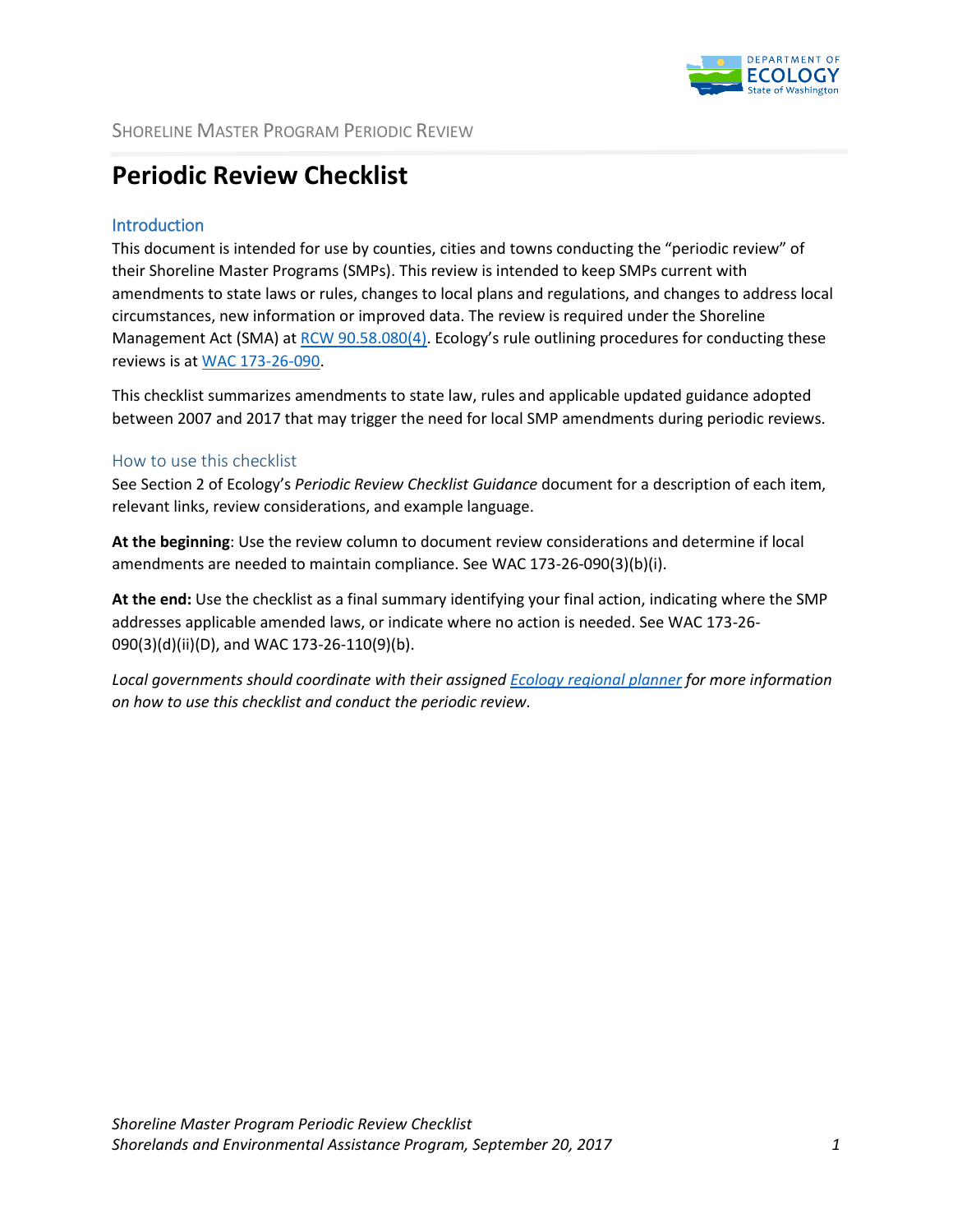# Periodic Review Checklist

## Introduction

This document is intended for use by counties, cities and towns conducting the "periodic review" of their Shoreline Master Programs (SMPs). This review is intended to keep SMPs current with amendments to state laws or rules, changes to local plans and regulations, and changes to address local circumstances, new information or improved data. The review is required under the Shoreline Management Act (SMA) at RCW 90.58.080(4). Ecology's rule outlining procedures for conducting these reviews is at WAC 173-26-090.

This checklist summarizes amendments to state law, rules and applicable updated guidance adopted between 2007 and 2017 that may trigger the need for local SMP amendments during periodic reviews.

### How to use this checklist

See Section 2 of Ecology's *Periodic Review Checklist Guidance* document for a description of each item, relevant links, review considerations, and example language.

**At the beginning**: Use the review column to document review considerations and determine if local amendments are needed to maintain compliance. See WAC 173-26-090(3)(b)(i).

**At the end:** Use the checklist as a final summary identifying your final action, indicating where the SMP addresses applicable amended laws, or indicate where no action is needed. See WAC 173-26-090(3)(d)(ii)(D), and WAC 173-26-110(9)(b).

*Local governments should coordinate with their assigned Ecology regional planner for more information on how to use this checklist and conduct the periodic review.*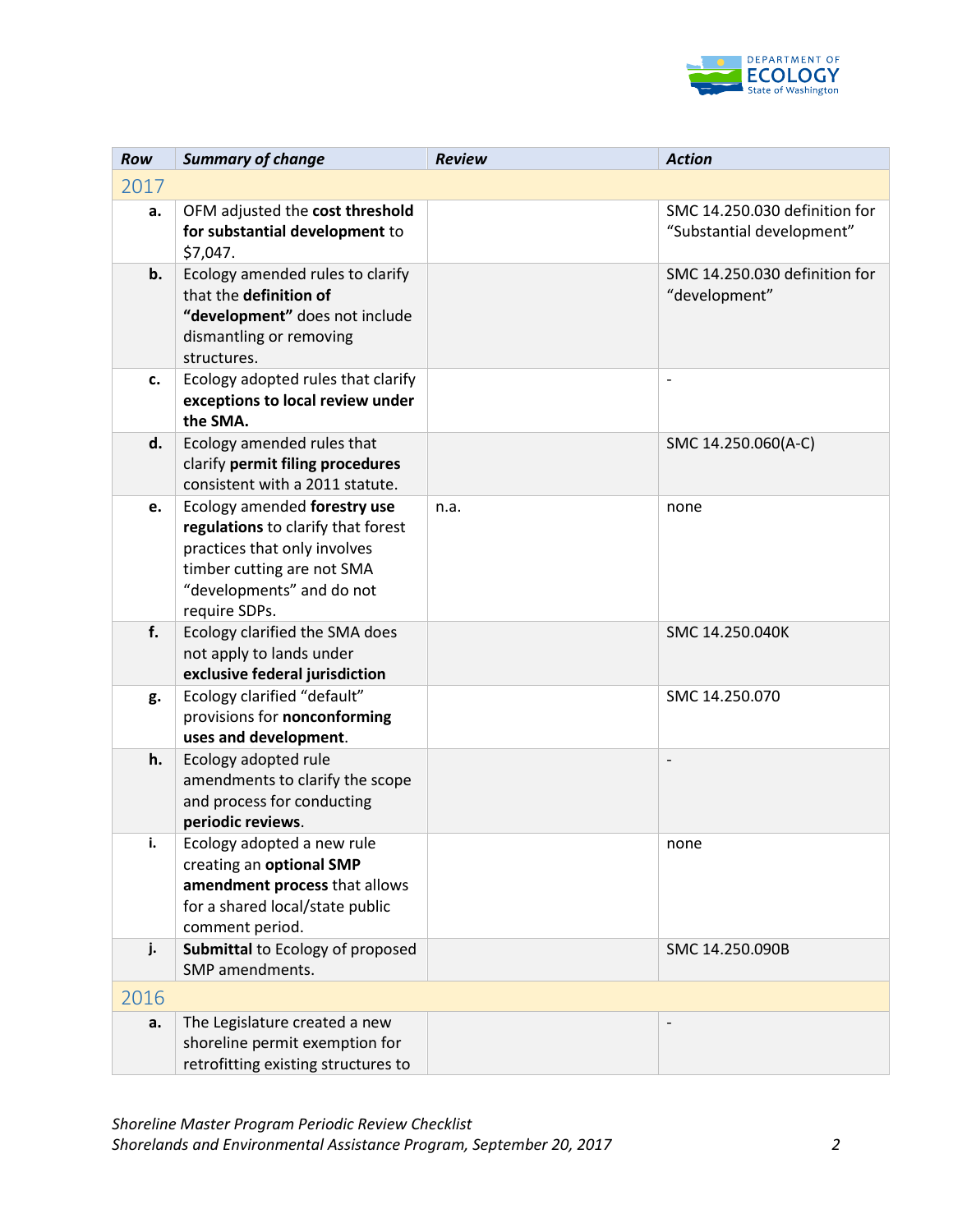| Row | Summary of change | Review | Action |
|---|---|---|---|
| 2017 | | | |
| a. | OFM adjusted the **cost threshold for substantial development** to $7,047. | | SMC 14.250.030 definition for "Substantial development" |
| b. | Ecology amended rules to clarify that the **definition of "development"** does not include dismantling or removing structures. | | SMC 14.250.030 definition for "development" |
| c. | Ecology adopted rules that clarify **exceptions to local review under the SMA.** | | - |
| d. | Ecology amended rules that clarify **permit filing procedures** consistent with a 2011 statute. | | SMC 14.250.060(A-C) |
| e. | Ecology amended **forestry use regulations** to clarify that forest practices that only involves timber cutting are not SMA "developments" and do not require SDPs. | n.a. | none |
| f. | Ecology clarified the SMA does not apply to lands under **exclusive federal jurisdiction** | | SMC 14.250.040K |
| g. | Ecology clarified "default" provisions for **nonconforming uses and development**. | | SMC 14.250.070 |
| h. | Ecology adopted rule amendments to clarify the scope and process for conducting **periodic reviews**. | | - |
| i. | Ecology adopted a new rule creating an **optional SMP amendment process** that allows for a shared local/state public comment period. | | none |
| j. | **Submittal** to Ecology of proposed SMP amendments. | | SMC 14.250.090B |
| 2016 | | | |
| a. | The Legislature created a new shoreline permit exemption for retrofitting existing structures to | | - |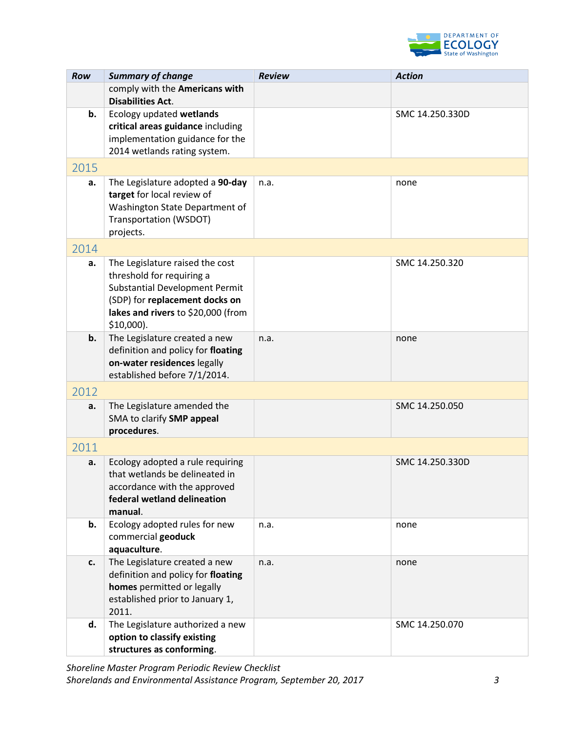| Row | Summary of change | Review | Action |
|---|---|---|---|
| | comply with the **Americans with Disabilities Act**. | | |
| **b.** | Ecology updated **wetlands critical areas guidance** including implementation guidance for the 2014 wetlands rating system. | | SMC 14.250.330D |
| 2015 | | | |
| **a.** | The Legislature adopted a **90-day target** for local review of Washington State Department of Transportation (WSDOT) projects. | n.a. | none |
| 2014 | | | |
| **a.** | The Legislature raised the cost threshold for requiring a Substantial Development Permit (SDP) for **replacement docks on lakes and rivers** to $20,000 (from $10,000). | | SMC 14.250.320 |
| **b.** | The Legislature created a new definition and policy for **floating on-water residences** legally established before 7/1/2014. | n.a. | none |
| 2012 | | | |
| **a.** | The Legislature amended the SMA to clarify **SMP appeal procedures**. | | SMC 14.250.050 |
| 2011 | | | |
| **a.** | Ecology adopted a rule requiring that wetlands be delineated in accordance with the approved **federal wetland delineation manual**. | | SMC 14.250.330D |
| **b.** | Ecology adopted rules for new commercial **geoduck aquaculture**. | n.a. | none |
| **c.** | The Legislature created a new definition and policy for **floating homes** permitted or legally established prior to January 1, 2011. | n.a. | none |
| **d.** | The Legislature authorized a new **option to classify existing structures as conforming**. | | SMC 14.250.070 |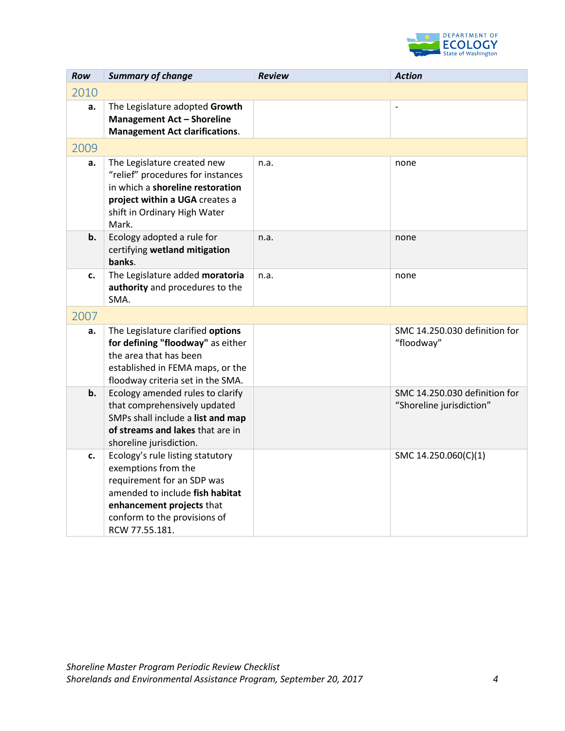| Row | Summary of change | Review | Action |
|---|---|---|---|
| 2010 | | | |
| **a.** | The Legislature adopted **Growth Management Act – Shoreline Management Act clarifications**. | | - |
| 2009 | | | |
| **a.** | The Legislature created new “relief” procedures for instances in which a **shoreline restoration project within a UGA** creates a shift in Ordinary High Water Mark. | n.a. | none |
| **b.** | Ecology adopted a rule for certifying **wetland mitigation banks**. | n.a. | none |
| **c.** | The Legislature added **moratoria authority** and procedures to the SMA. | n.a. | none |
| 2007 | | | |
| **a.** | The Legislature clarified **options for defining "floodway"** as either the area that has been established in FEMA maps, or the floodway criteria set in the SMA. | | SMC 14.250.030 definition for “floodway” |
| **b.** | Ecology amended rules to clarify that comprehensively updated SMPs shall include a **list and map of streams and lakes** that are in shoreline jurisdiction. | | SMC 14.250.030 definition for “Shoreline jurisdiction” |
| **c.** | Ecology’s rule listing statutory exemptions from the requirement for an SDP was amended to include **fish habitat enhancement projects** that conform to the provisions of RCW 77.55.181. | | SMC 14.250.060(C)(1) |